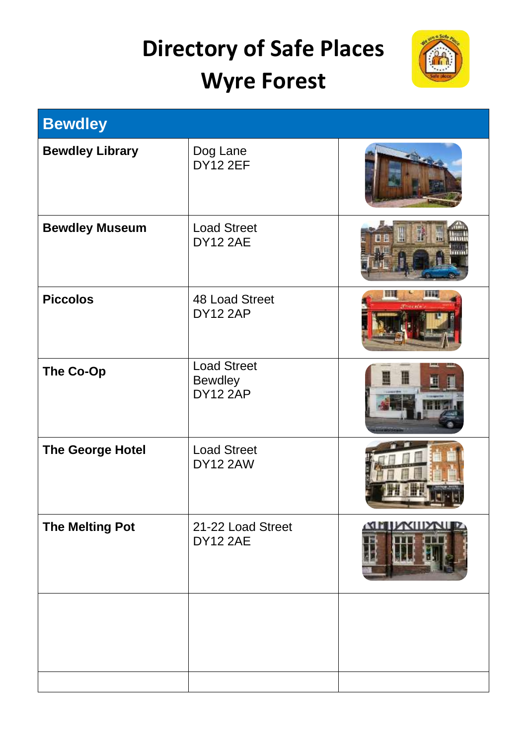# Directory of Safe Places

# Wyre Forest

| Bewdley | | |
|---|---|---|
| **Bewdley Library** | Dog Lane<br>DY12 2EF | |
| **Bewdley Museum** | Load Street<br>DY12 2AE | |
| **Piccolos** | 48 Load Street<br>DY12 2AP | |
| **The Co-Op** | Load Street<br>Bewdley<br>DY12 2AP | |
| **The George Hotel** | Load Street<br>DY12 2AW | |
| **The Melting Pot** | 21-22 Load Street<br>DY12 2AE | |
| | | |
| | | |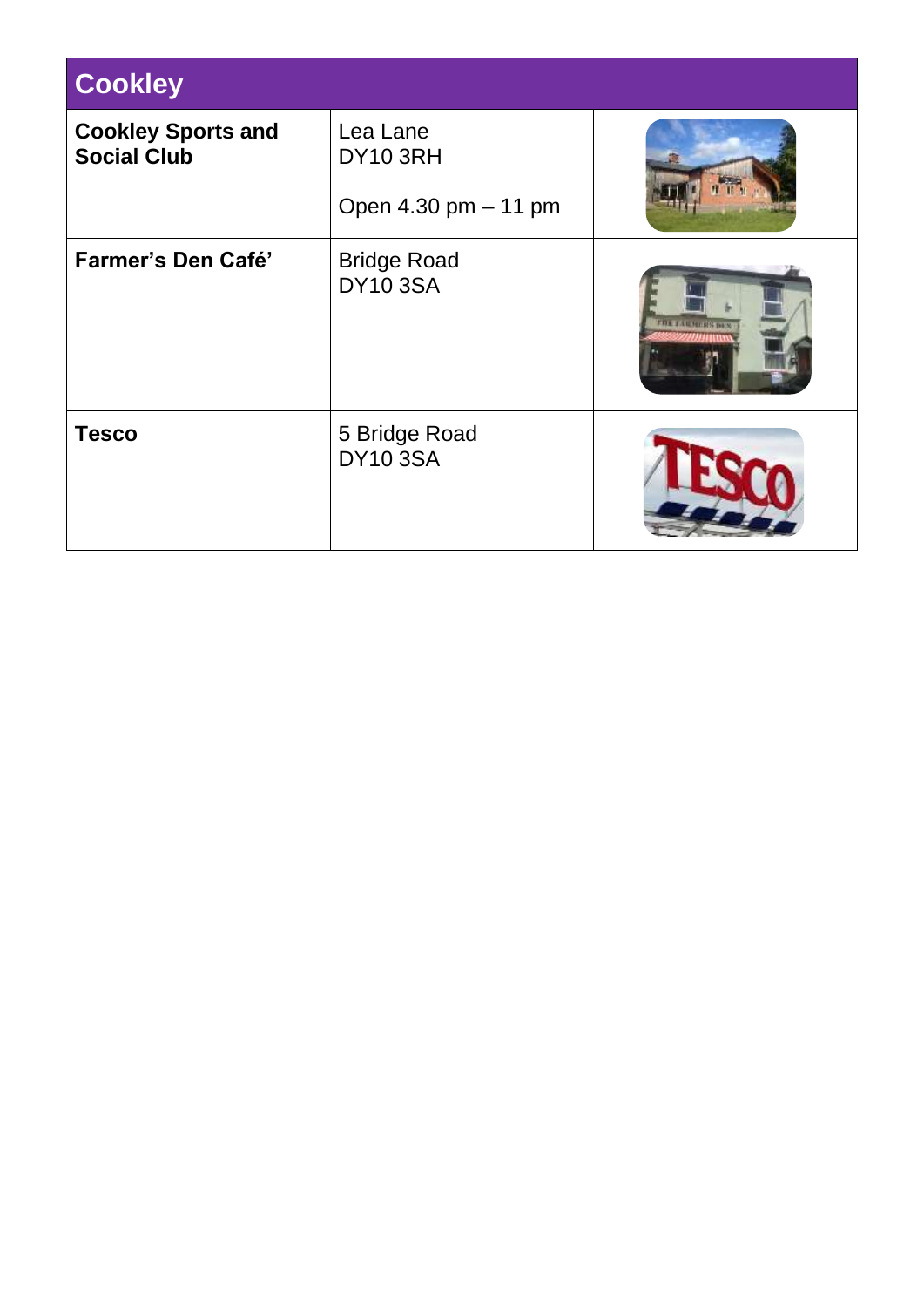## Cookley

| | | |
|---|---|---|
| **Cookley Sports and Social Club** | Lea Lane<br>DY10 3RH<br><br>Open 4.30 pm – 11 pm | |
| **Farmer's Den Café'** | Bridge Road<br>DY10 3SA | |
| **Tesco** | 5 Bridge Road<br>DY10 3SA | |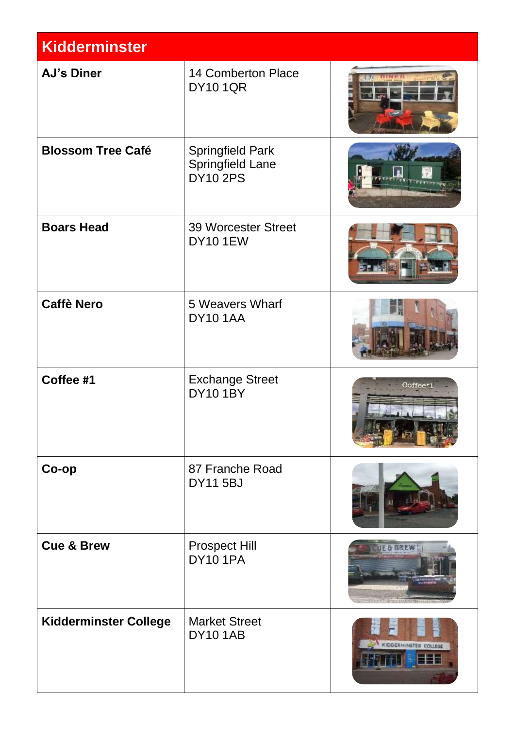| Kidderminster | | |
|---|---|---|
| **AJ's Diner** | 14 Comberton Place<br>DY10 1QR | |
| **Blossom Tree Café** | Springfield Park<br>Springfield Lane<br>DY10 2PS | |
| **Boars Head** | 39 Worcester Street<br>DY10 1EW | |
| **Caffè Nero** | 5 Weavers Wharf<br>DY10 1AA | |
| **Coffee #1** | Exchange Street<br>DY10 1BY | |
| **Co-op** | 87 Franche Road<br>DY11 5BJ | |
| **Cue & Brew** | Prospect Hill<br>DY10 1PA | |
| **Kidderminster College** | Market Street<br>DY10 1AB | |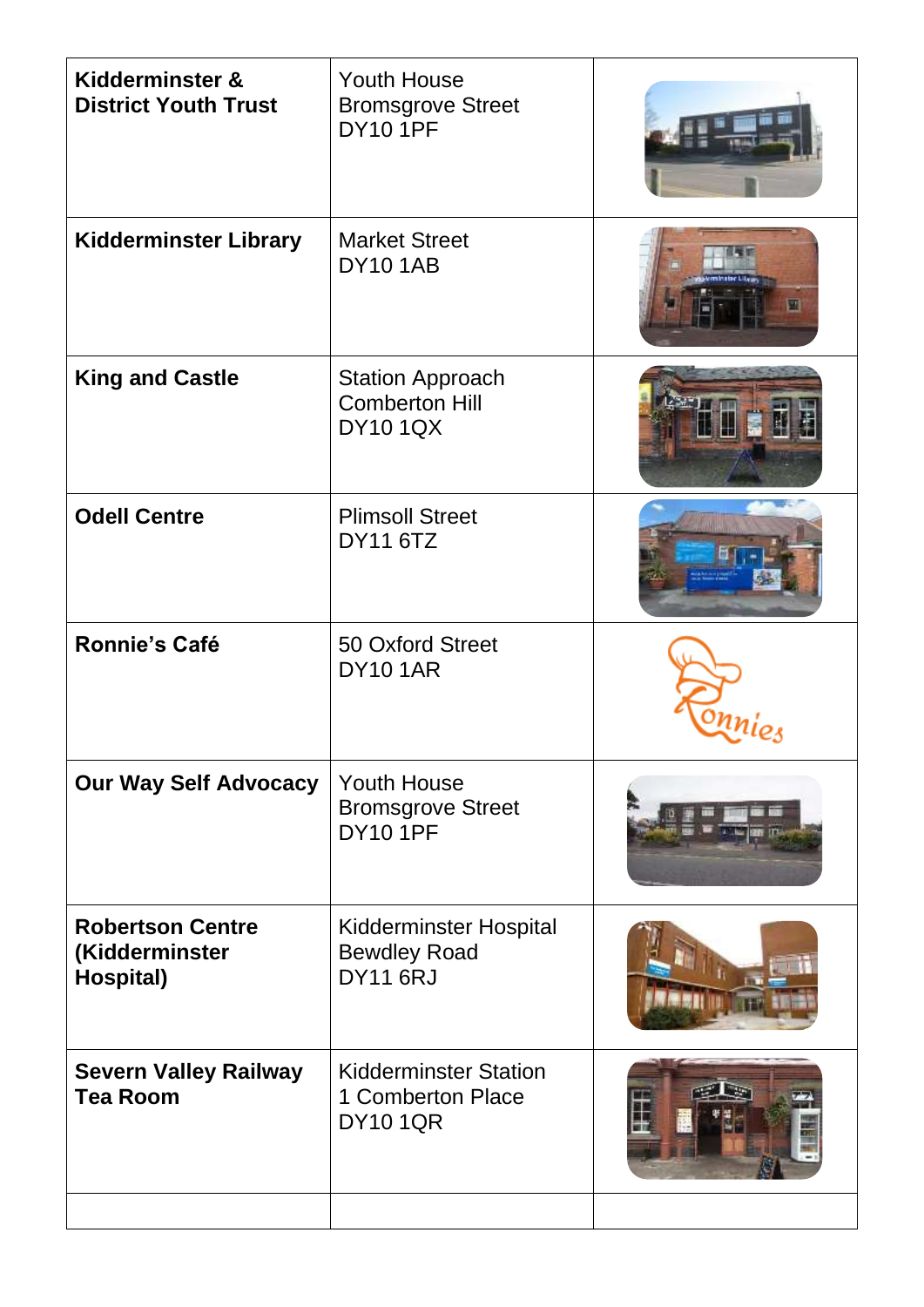| | | |
|---|---|---|
| **Kidderminster & District Youth Trust** | Youth House<br>Bromsgrove Street<br>DY10 1PF | |
| **Kidderminster Library** | Market Street<br>DY10 1AB | |
| **King and Castle** | Station Approach<br>Comberton Hill<br>DY10 1QX | |
| **Odell Centre** | Plimsoll Street<br>DY11 6TZ | |
| **Ronnie's Café** | 50 Oxford Street<br>DY10 1AR | |
| **Our Way Self Advocacy** | Youth House<br>Bromsgrove Street<br>DY10 1PF | |
| **Robertson Centre (Kidderminster Hospital)** | Kidderminster Hospital<br>Bewdley Road<br>DY11 6RJ | |
| **Severn Valley Railway Tea Room** | Kidderminster Station<br>1 Comberton Place<br>DY10 1QR | |
| | | |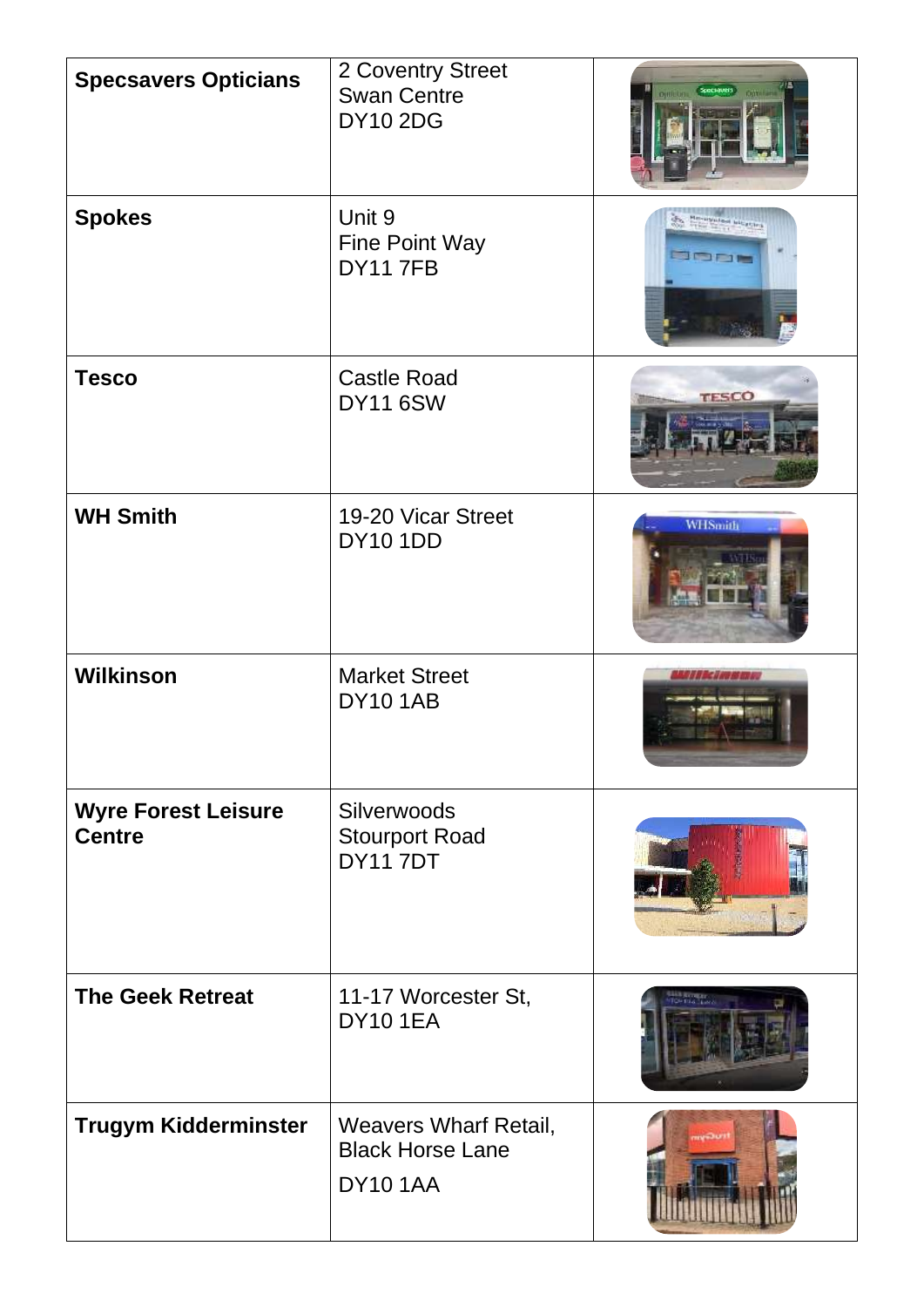| | | |
|---|---|---|
| **Specsavers Opticians** | 2 Coventry Street<br>Swan Centre<br>DY10 2DG | |
| **Spokes** | Unit 9<br>Fine Point Way<br>DY11 7FB | |
| **Tesco** | Castle Road<br>DY11 6SW | |
| **WH Smith** | 19-20 Vicar Street<br>DY10 1DD | |
| **Wilkinson** | Market Street<br>DY10 1AB | |
| **Wyre Forest Leisure Centre** | Silverwoods<br>Stourport Road<br>DY11 7DT | |
| **The Geek Retreat** | 11-17 Worcester St,<br>DY10 1EA | |
| **Trugym Kidderminster** | Weavers Wharf Retail,<br>Black Horse Lane<br>DY10 1AA | |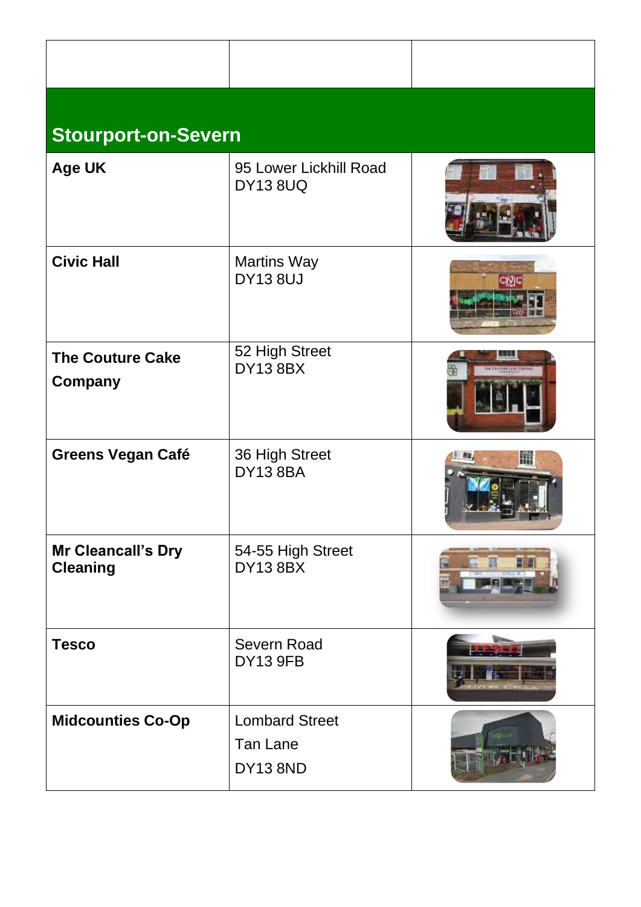| | | |
|---|---|---|
| **Stourport-on-Severn** | | |
| **Age UK** | 95 Lower Lickhill Road<br>DY13 8UQ | |
| **Civic Hall** | Martins Way<br>DY13 8UJ | |
| **The Couture Cake Company** | 52 High Street<br>DY13 8BX | |
| **Greens Vegan Café** | 36 High Street<br>DY13 8BA | |
| **Mr Cleancall's Dry Cleaning** | 54-55 High Street<br>DY13 8BX | |
| **Tesco** | Severn Road<br>DY13 9FB | |
| **Midcounties Co-Op** | Lombard Street<br>Tan Lane<br>DY13 8ND | |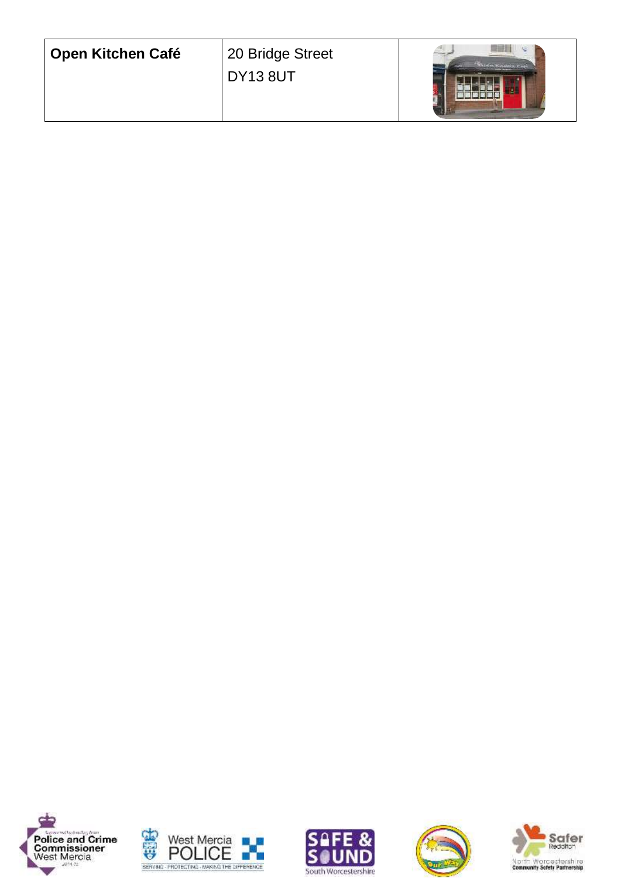| | | |
|---|---|---|
| **Open Kitchen Café** | 20 Bridge Street<br>DY13 8UT | |